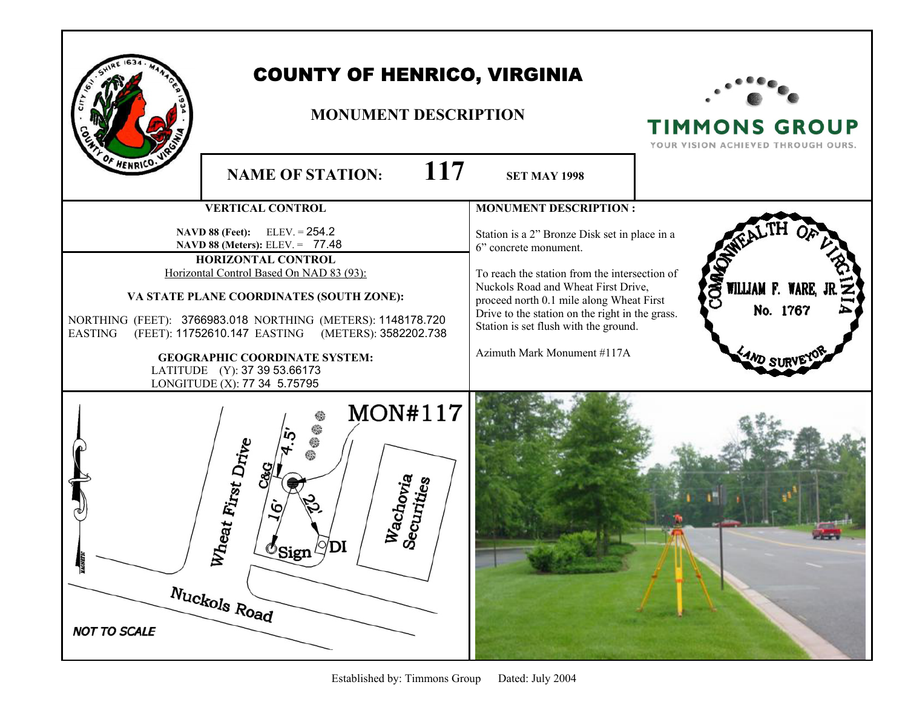# COUNTY OF HENRICO, VIRGINIA

## MONUMENT DESCRIPTION

TIMMONS GROUP
YOUR VISION ACHIEVED THROUGH OURS.

**NAME OF STATION:** **117** **SET MAY 1998**

### VERTICAL CONTROL

**NAVD 88 (Feet):** ELEV. = 254.2
**NAVD 88 (Meters):** ELEV. = 77.48

### HORIZONTAL CONTROL

Horizontal Control Based On NAD 83 (93):

**VA STATE PLANE COORDINATES (SOUTH ZONE):**

NORTHING (FEET): 3766983.018 NORTHING (METERS): 1148178.720
EASTING (FEET): 11752610.147 EASTING (METERS): 3582202.738

**GEOGRAPHIC COORDINATE SYSTEM:**

LATITUDE (Y): 37 39 53.66173
LONGITUDE (X): 77 34 5.75795

### MONUMENT DESCRIPTION :

Station is a 2" Bronze Disk set in place in a 6" concrete monument.

To reach the station from the intersection of Nuckols Road and Wheat First Drive, proceed north 0.1 mile along Wheat First Drive to the station on the right in the grass. Station is set flush with the ground.

Azimuth Mark Monument #117A

COMMONWEALTH OF VIRGINIA
WILLIAM F. WARE, JR.
No. 1767
LAND SURVEYOR

MON#117

Wheat First Drive
C&G
4.5'
16'
22'
Sign
DI
Wachovia Securities
Nuckols Road
MAGNETIC
NOT TO SCALE

Established by: Timmons Group Dated: July 2004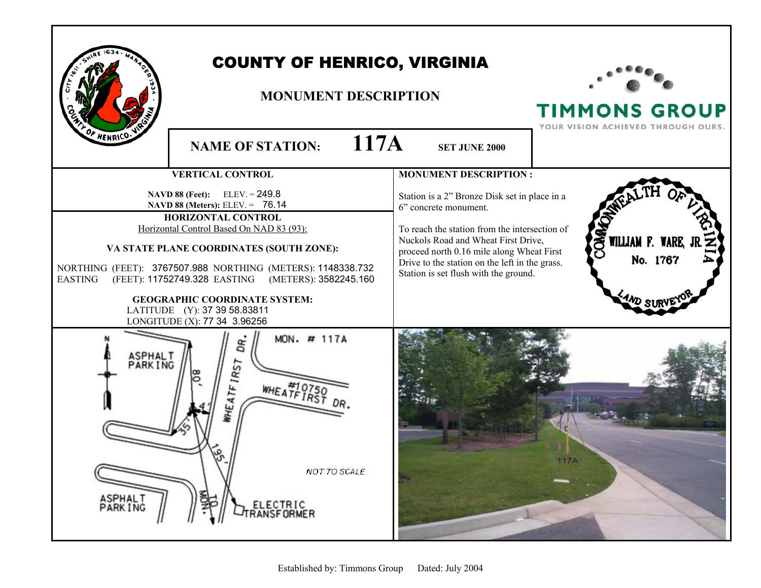# COUNTY OF HENRICO, VIRGINIA

## MONUMENT DESCRIPTION

TIMMONS GROUP
YOUR VISION ACHIEVED THROUGH OURS.

**NAME OF STATION:** **117A** **SET JUNE 2000**

### VERTICAL CONTROL

**NAVD 88 (Feet):** ELEV. = 249.8
**NAVD 88 (Meters):** ELEV. = 76.14

### HORIZONTAL CONTROL

Horizontal Control Based On NAD 83 (93):

**VA STATE PLANE COORDINATES (SOUTH ZONE):**

NORTHING (FEET): 3767507.988 NORTHING (METERS): 1148338.732
EASTING (FEET): 11752749.328 EASTING (METERS): 3582245.160

**GEOGRAPHIC COORDINATE SYSTEM:**

LATITUDE (Y): 37 39 58.83811
LONGITUDE (X): 77 34 3.96256

### MONUMENT DESCRIPTION :

Station is a 2" Bronze Disk set in place in a 6" concrete monument.

To reach the station from the intersection of Nuckols Road and Wheat First Drive, proceed north 0.16 mile along Wheat First Drive to the station on the left in the grass. Station is set flush with the ground.

COMMONWEALTH OF VIRGINIA
WILLIAM F. WARE, JR.
No. 1767
LAND SURVEYOR

MON. # 117A
ASPHALT PARKING
WHEATFIRST DR.
#10750 WHEATFIRST DR.
80'
4'
35'
195'
NOT TO SCALE
ASPHALT PARKING
TO MON.
ELECTRIC TRANSFORMER

Established by: Timmons Group Dated: July 2004